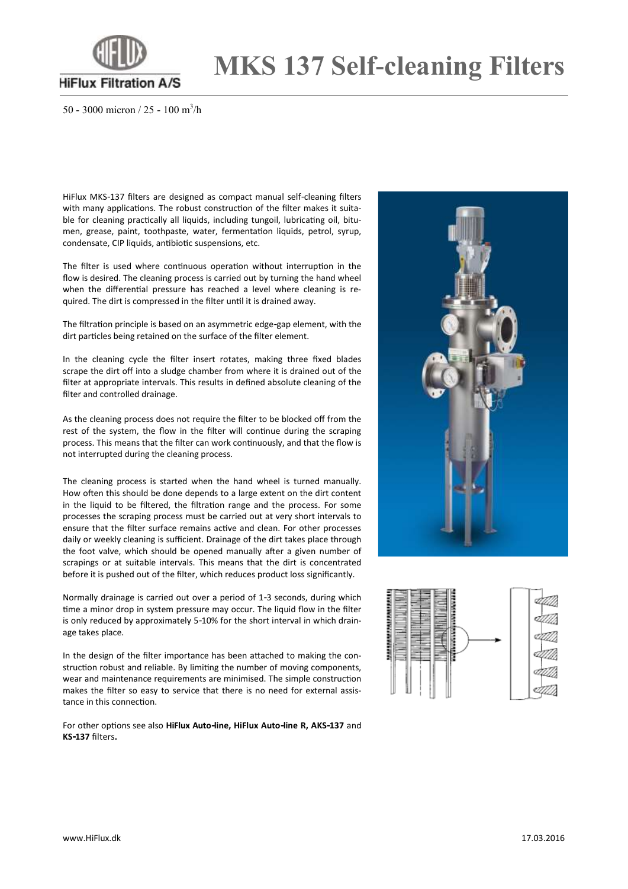# MKS 137 Self-cleaning Filters

HiFlux Filtration A/S

50 - 3000 micron / 25 - 100 $m^3/h$

HiFlux MKS-137 filters are designed as compact manual self-cleaning filters with many applications. The robust construction of the filter makes it suitable for cleaning practically all liquids, including tungoil, lubricating oil, bitumen, grease, paint, toothpaste, water, fermentation liquids, petrol, syrup, condensate, CIP liquids, antibiotic suspensions, etc.

The filter is used where continuous operation without interruption in the flow is desired. The cleaning process is carried out by turning the hand wheel when the differential pressure has reached a level where cleaning is required. The dirt is compressed in the filter until it is drained away.

The filtration principle is based on an asymmetric edge-gap element, with the dirt particles being retained on the surface of the filter element.

In the cleaning cycle the filter insert rotates, making three fixed blades scrape the dirt off into a sludge chamber from where it is drained out of the filter at appropriate intervals. This results in defined absolute cleaning of the filter and controlled drainage.

As the cleaning process does not require the filter to be blocked off from the rest of the system, the flow in the filter will continue during the scraping process. This means that the filter can work continuously, and that the flow is not interrupted during the cleaning process.

The cleaning process is started when the hand wheel is turned manually. How often this should be done depends to a large extent on the dirt content in the liquid to be filtered, the filtration range and the process. For some processes the scraping process must be carried out at very short intervals to ensure that the filter surface remains active and clean. For other processes daily or weekly cleaning is sufficient. Drainage of the dirt takes place through the foot valve, which should be opened manually after a given number of scrapings or at suitable intervals. This means that the dirt is concentrated before it is pushed out of the filter, which reduces product loss significantly.

Normally drainage is carried out over a period of 1-3 seconds, during which time a minor drop in system pressure may occur. The liquid flow in the filter is only reduced by approximately 5-10% for the short interval in which drainage takes place.

In the design of the filter importance has been attached to making the construction robust and reliable. By limiting the number of moving components, wear and maintenance requirements are minimised. The simple construction makes the filter so easy to service that there is no need for external assistance in this connection.

For other options see also **HiFlux Auto-line, HiFlux Auto-line R, AKS-137** and **KS-137** filters**.**

www.HiFlux.dk

17.03.2016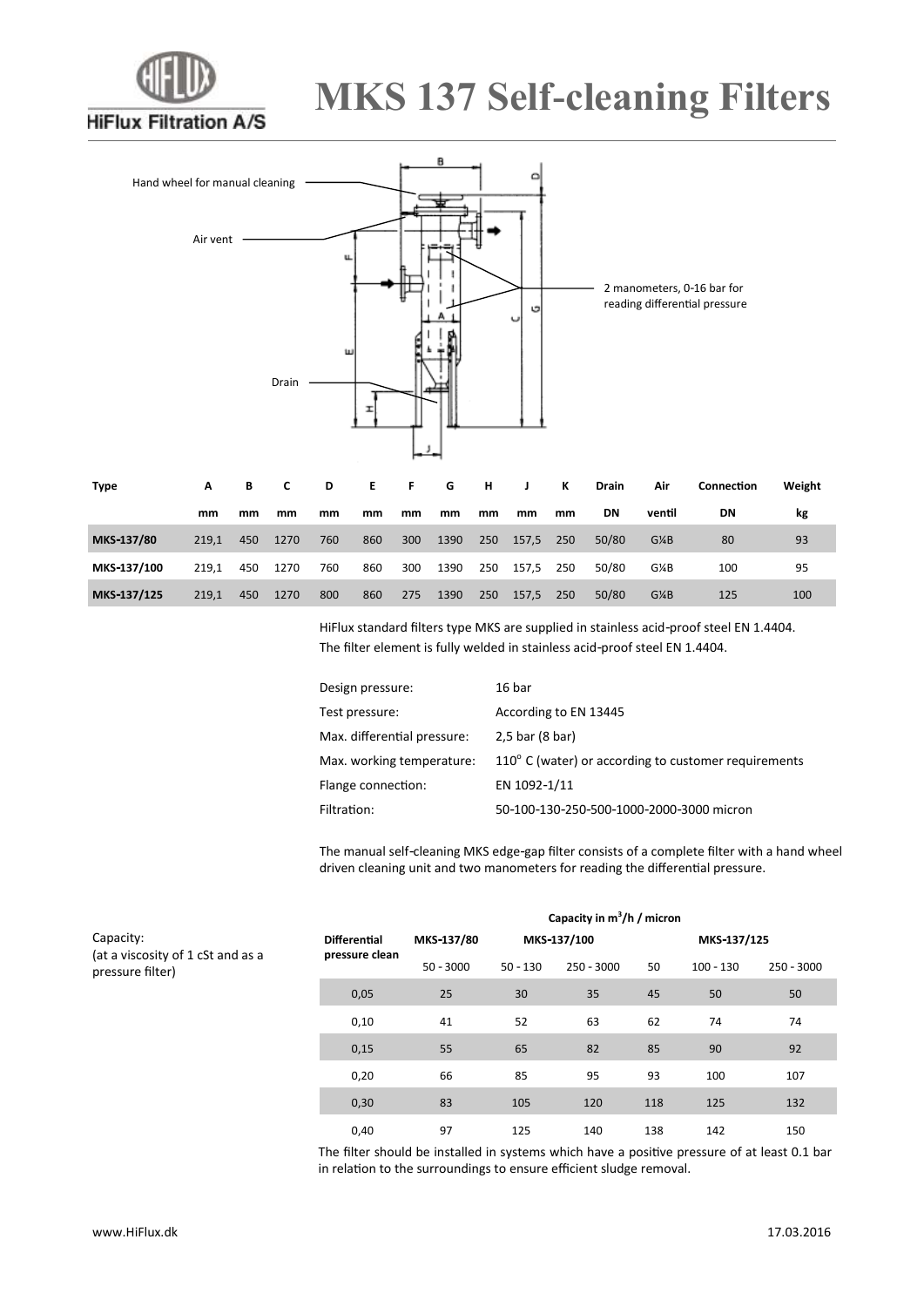# MKS 137 Self-cleaning Filters

Hand wheel for manual cleaning

Air vent

2 manometers, 0-16 bar for reading differential pressure

Drain

| Type | A | B | C | D | E | F | G | H | J | K | Drain | Air | Connection | Weight |
|---|---|---|---|---|---|---|---|---|---|---|---|---|---|---|
| | mm | mm | mm | mm | mm | mm | mm | mm | mm | mm | DN | ventil | DN | kg |
| **MKS-137/80** | 219,1 | 450 | 1270 | 760 | 860 | 300 | 1390 | 250 | 157,5 | 250 | 50/80 | G¼B | 80 | 93 |
| **MKS-137/100** | 219,1 | 450 | 1270 | 760 | 860 | 300 | 1390 | 250 | 157,5 | 250 | 50/80 | G¼B | 100 | 95 |
| **MKS-137/125** | 219,1 | 450 | 1270 | 800 | 860 | 275 | 1390 | 250 | 157,5 | 250 | 50/80 | G¼B | 125 | 100 |

HiFlux standard filters type MKS are supplied in stainless acid-proof steel EN 1.4404.
The filter element is fully welded in stainless acid-proof steel EN 1.4404.

| | |
|---|---|
| Design pressure: | 16 bar |
| Test pressure: | According to EN 13445 |
| Max. differential pressure: | 2,5 bar (8 bar) |
| Max. working temperature: | 110° C (water) or according to customer requirements |
| Flange connection: | EN 1092-1/11 |
| Filtration: | 50-100-130-250-500-1000-2000-3000 micron |

The manual self-cleaning MKS edge-gap filter consists of a complete filter with a hand wheel driven cleaning unit and two manometers for reading the differential pressure.

Capacity:
(at a viscosity of 1 cSt and as a pressure filter)

| | Capacity in $m^3$/h / micron | | | | | |
|---|---|---|---|---|---|---|
| **Differential pressure clean** | **MKS-137/80** | **MKS-137/100** | | **MKS-137/125** | | |
| | 50 - 3000 | 50 - 130 | 250 - 3000 | 50 | 100 - 130 | 250 - 3000 |
| 0,05 | 25 | 30 | 35 | 45 | 50 | 50 |
| 0,10 | 41 | 52 | 63 | 62 | 74 | 74 |
| 0,15 | 55 | 65 | 82 | 85 | 90 | 92 |
| 0,20 | 66 | 85 | 95 | 93 | 100 | 107 |
| 0,30 | 83 | 105 | 120 | 118 | 125 | 132 |
| 0,40 | 97 | 125 | 140 | 138 | 142 | 150 |

The filter should be installed in systems which have a positive pressure of at least 0.1 bar in relation to the surroundings to ensure efficient sludge removal.

www.HiFlux.dk

17.03.2016